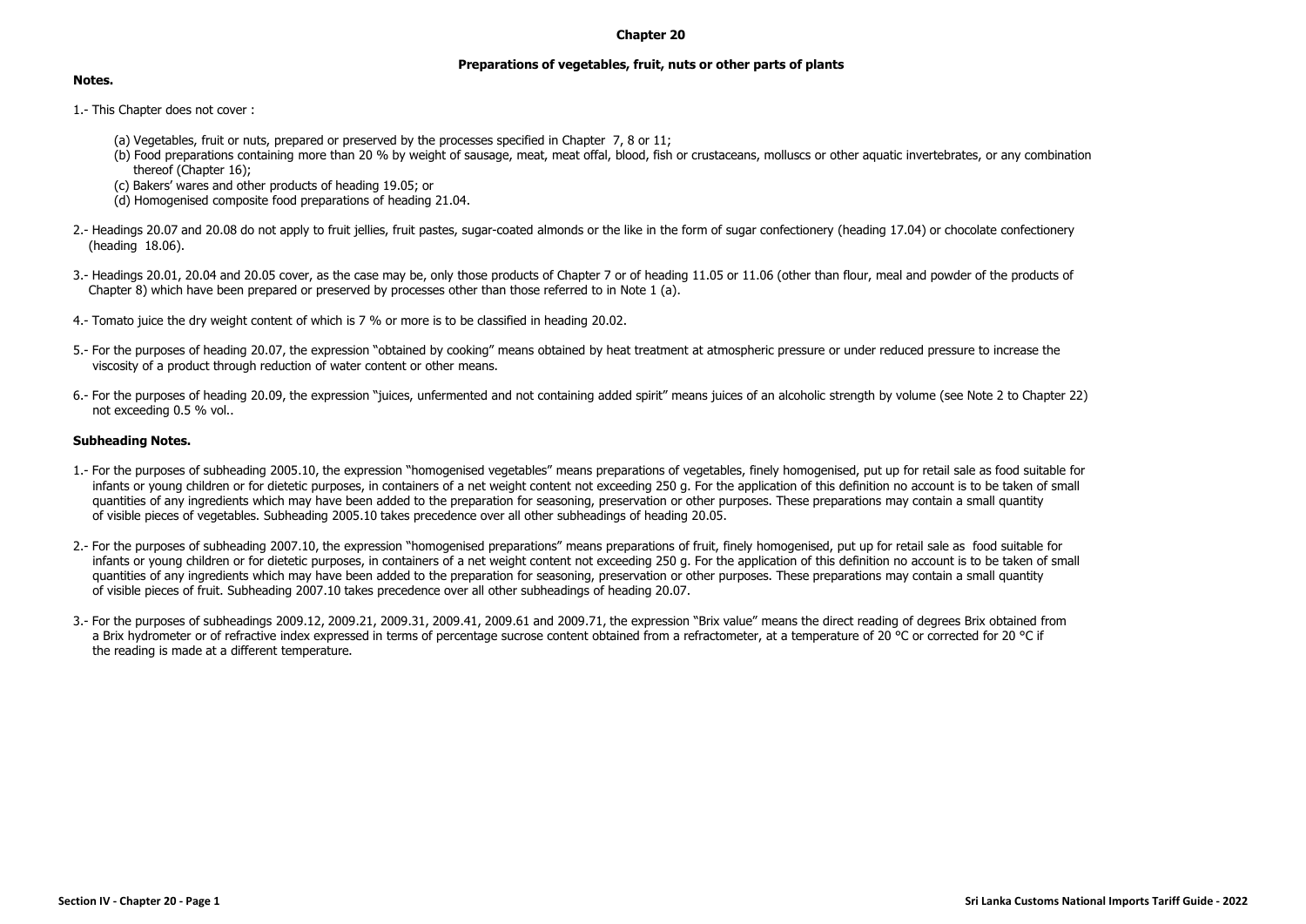# Chapter 20

## Preparations of vegetables, fruit, nuts or other parts of plants

**Notes.**

1.- This Chapter does not cover :

(a) Vegetables, fruit or nuts, prepared or preserved by the processes specified in Chapter 7, 8 or 11;

(b) Food preparations containing more than 20 % by weight of sausage, meat, meat offal, blood, fish or crustaceans, molluscs or other aquatic invertebrates, or any combination thereof (Chapter 16);

(c) Bakers' wares and other products of heading 19.05; or

(d) Homogenised composite food preparations of heading 21.04.

2.- Headings 20.07 and 20.08 do not apply to fruit jellies, fruit pastes, sugar-coated almonds or the like in the form of sugar confectionery (heading 17.04) or chocolate confectionery (heading 18.06).

3.- Headings 20.01, 20.04 and 20.05 cover, as the case may be, only those products of Chapter 7 or of heading 11.05 or 11.06 (other than flour, meal and powder of the products of Chapter 8) which have been prepared or preserved by processes other than those referred to in Note 1 (a).

4.- Tomato juice the dry weight content of which is 7 % or more is to be classified in heading 20.02.

5.- For the purposes of heading 20.07, the expression "obtained by cooking" means obtained by heat treatment at atmospheric pressure or under reduced pressure to increase the viscosity of a product through reduction of water content or other means.

6.- For the purposes of heading 20.09, the expression "juices, unfermented and not containing added spirit" means juices of an alcoholic strength by volume (see Note 2 to Chapter 22) not exceeding 0.5 % vol..

**Subheading Notes.**

1.- For the purposes of subheading 2005.10, the expression "homogenised vegetables" means preparations of vegetables, finely homogenised, put up for retail sale as food suitable for infants or young children or for dietetic purposes, in containers of a net weight content not exceeding 250 g. For the application of this definition no account is to be taken of small quantities of any ingredients which may have been added to the preparation for seasoning, preservation or other purposes. These preparations may contain a small quantity of visible pieces of vegetables. Subheading 2005.10 takes precedence over all other subheadings of heading 20.05.

2.- For the purposes of subheading 2007.10, the expression "homogenised preparations" means preparations of fruit, finely homogenised, put up for retail sale as food suitable for infants or young children or for dietetic purposes, in containers of a net weight content not exceeding 250 g. For the application of this definition no account is to be taken of small quantities of any ingredients which may have been added to the preparation for seasoning, preservation or other purposes. These preparations may contain a small quantity of visible pieces of fruit. Subheading 2007.10 takes precedence over all other subheadings of heading 20.07.

3.- For the purposes of subheadings 2009.12, 2009.21, 2009.31, 2009.41, 2009.61 and 2009.71, the expression "Brix value" means the direct reading of degrees Brix obtained from a Brix hydrometer or of refractive index expressed in terms of percentage sucrose content obtained from a refractometer, at a temperature of 20 °C or corrected for 20 °C if the reading is made at a different temperature.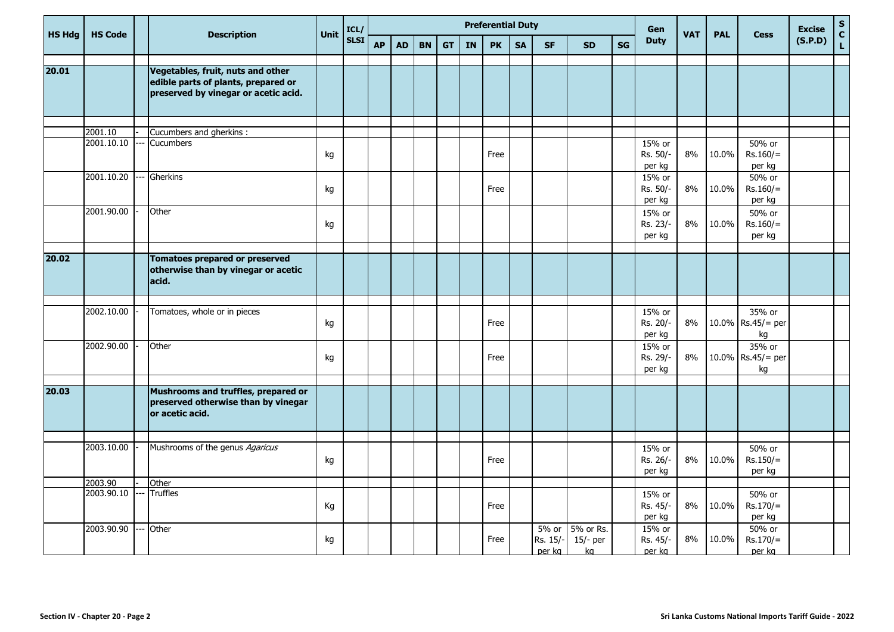| HS Hdg | HS Code | | Description | Unit | ICL/ SLSI | Preferential Duty | | | | | | | | | | Gen Duty | VAT | PAL | Cess | Excise (S.P.D) | S C L |
|---|---|---|---|---|---|---|---|---|---|---|---|---|---|---|---|---|---|---|---|---|---|
| | | | | | | AP | AD | BN | GT | IN | PK | SA | SF | SD | SG | | | | | | |
| **20.01** | | | **Vegetables, fruit, nuts and other edible parts of plants, prepared or preserved by vinegar or acetic acid.** | | | | | | | | | | | | | | | | | | |
| | 2001.10 | - | Cucumbers and gherkins : | | | | | | | | | | | | | | | | | | |
| | 2001.10.10 | --- | Cucumbers | kg | | | | | | | Free | | | | | 15% or Rs. 50/- per kg | 8% | 10.0% | 50% or Rs.160/= per kg | | |
| | 2001.10.20 | --- | Gherkins | kg | | | | | | | Free | | | | | 15% or Rs. 50/- per kg | 8% | 10.0% | 50% or Rs.160/= per kg | | |
| | 2001.90.00 | - | Other | kg | | | | | | | | | | | | 15% or Rs. 23/- per kg | 8% | 10.0% | 50% or Rs.160/= per kg | | |
| **20.02** | | | **Tomatoes prepared or preserved otherwise than by vinegar or acetic acid.** | | | | | | | | | | | | | | | | | | |
| | 2002.10.00 | - | Tomatoes, whole or in pieces | kg | | | | | | | Free | | | | | 15% or Rs. 20/- per kg | 8% | 10.0% | 35% or Rs.45/= per kg | | |
| | 2002.90.00 | - | Other | kg | | | | | | | Free | | | | | 15% or Rs. 29/- per kg | 8% | 10.0% | 35% or Rs.45/= per kg | | |
| **20.03** | | | **Mushrooms and truffles, prepared or preserved otherwise than by vinegar or acetic acid.** | | | | | | | | | | | | | | | | | | |
| | 2003.10.00 | - | Mushrooms of the genus *Agaricus* | kg | | | | | | | Free | | | | | 15% or Rs. 26/- per kg | 8% | 10.0% | 50% or Rs.150/= per kg | | |
| | 2003.90 | - | Other | | | | | | | | | | | | | | | | | | |
| | 2003.90.10 | --- | Truffles | Kg | | | | | | | Free | | | | | 15% or Rs. 45/- per kg | 8% | 10.0% | 50% or Rs.170/= per kg | | |
| | 2003.90.90 | --- | Other | kg | | | | | | | Free | | 5% or Rs. 15/- per kg | 5% or Rs. 15/- per kg | | 15% or Rs. 45/- per kg | 8% | 10.0% | 50% or Rs.170/= per kg | | |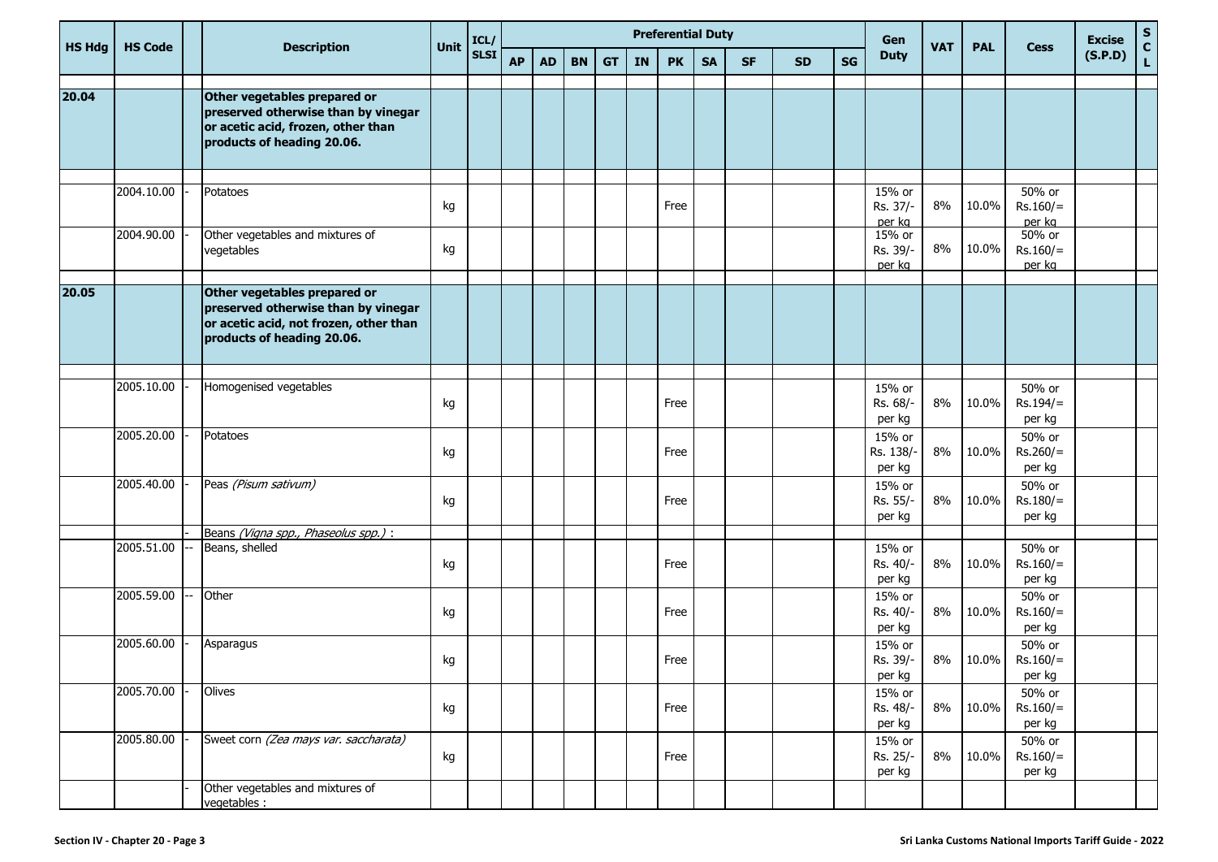| HS Hdg | HS Code | | Description | Unit | ICL/ SLSI | Preferential Duty | | | | | | | | | | Gen Duty | VAT | PAL | Cess | Excise (S.P.D) | S C L |
|---|---|---|---|---|---|---|---|---|---|---|---|---|---|---|---|---|---|---|---|---|---|
| | | | | | | AP | AD | BN | GT | IN | PK | SA | SF | SD | SG | | | | | | |
| **20.04** | | | **Other vegetables prepared or preserved otherwise than by vinegar or acetic acid, frozen, other than products of heading 20.06.** | | | | | | | | | | | | | | | | | | |
| | 2004.10.00 | - | Potatoes | kg | | | | | | | Free | | | | | 15% or Rs. 37/- per kg | 8% | 10.0% | 50% or Rs.160/= per kg | | |
| | 2004.90.00 | - | Other vegetables and mixtures of vegetables | kg | | | | | | | | | | | | 15% or Rs. 39/- per kg | 8% | 10.0% | 50% or Rs.160/= per kg | | |
| **20.05** | | | **Other vegetables prepared or preserved otherwise than by vinegar or acetic acid, not frozen, other than products of heading 20.06.** | | | | | | | | | | | | | | | | | | |
| | 2005.10.00 | - | Homogenised vegetables | kg | | | | | | | Free | | | | | 15% or Rs. 68/- per kg | 8% | 10.0% | 50% or Rs.194/= per kg | | |
| | 2005.20.00 | - | Potatoes | kg | | | | | | | Free | | | | | 15% or Rs. 138/- per kg | 8% | 10.0% | 50% or Rs.260/= per kg | | |
| | 2005.40.00 | - | Peas *(Pisum sativum)* | kg | | | | | | | Free | | | | | 15% or Rs. 55/- per kg | 8% | 10.0% | 50% or Rs.180/= per kg | | |
| | | - | Beans *(Vigna spp., Phaseolus spp.)* : | | | | | | | | | | | | | | | | | | |
| | 2005.51.00 | -- | Beans, shelled | kg | | | | | | | Free | | | | | 15% or Rs. 40/- per kg | 8% | 10.0% | 50% or Rs.160/= per kg | | |
| | 2005.59.00 | -- | Other | kg | | | | | | | Free | | | | | 15% or Rs. 40/- per kg | 8% | 10.0% | 50% or Rs.160/= per kg | | |
| | 2005.60.00 | - | Asparagus | kg | | | | | | | Free | | | | | 15% or Rs. 39/- per kg | 8% | 10.0% | 50% or Rs.160/= per kg | | |
| | 2005.70.00 | - | Olives | kg | | | | | | | Free | | | | | 15% or Rs. 48/- per kg | 8% | 10.0% | 50% or Rs.160/= per kg | | |
| | 2005.80.00 | - | Sweet corn *(Zea mays var. saccharata)* | kg | | | | | | | Free | | | | | 15% or Rs. 25/- per kg | 8% | 10.0% | 50% or Rs.160/= per kg | | |
| | | - | Other vegetables and mixtures of vegetables : | | | | | | | | | | | | | | | | | | |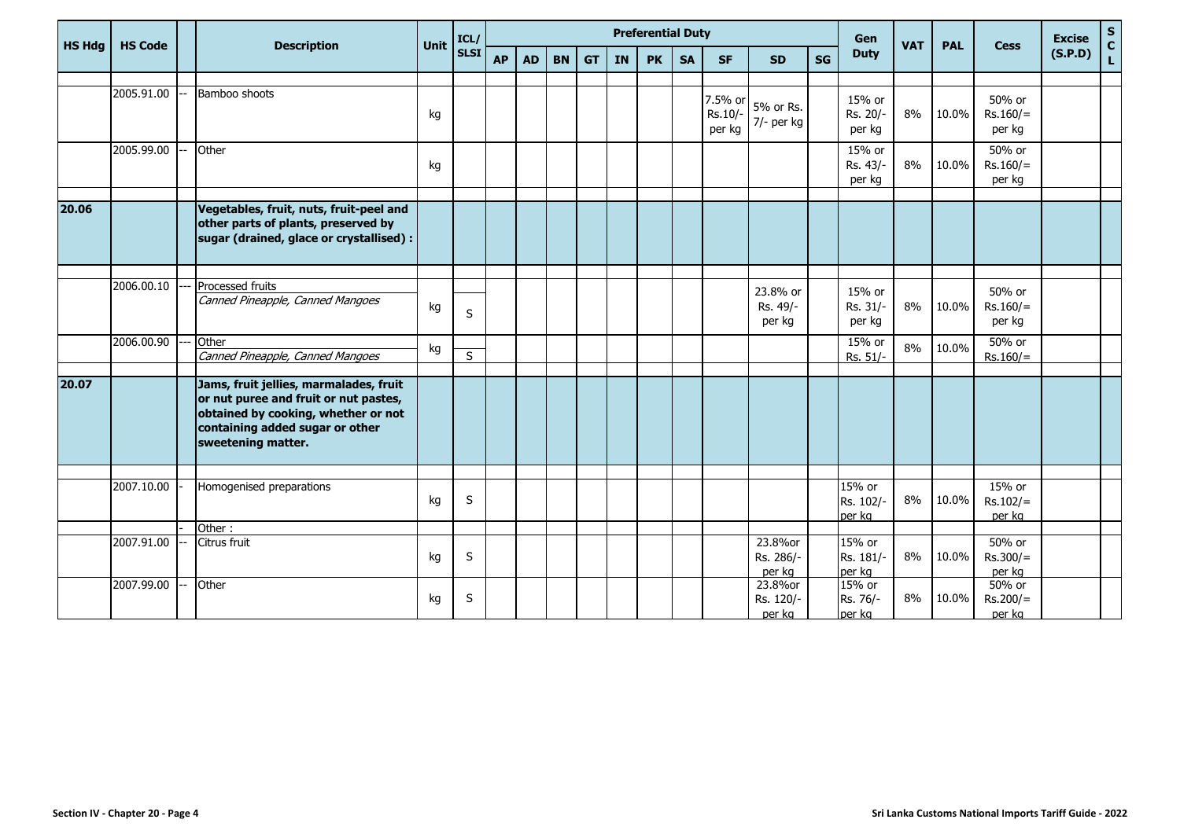| HS Hdg | HS Code | | Description | Unit | ICL/ SLSI | Preferential Duty | | | | | | | | | | Gen Duty | VAT | PAL | Cess | Excise (S.P.D) | S C L |
|---|---|---|---|---|---|---|---|---|---|---|---|---|---|---|---|---|---|---|---|---|---|
| | | | | | | AP | AD | BN | GT | IN | PK | SA | SF | SD | SG | | | | | | |
| | 2005.91.00 | -- | Bamboo shoots | kg | | | | | | | | | 7.5% or Rs.10/- per kg | 5% or Rs. 7/- per kg | | 15% or Rs. 20/- per kg | 8% | 10.0% | 50% or Rs.160/= per kg | | |
| | 2005.99.00 | -- | Other | kg | | | | | | | | | | | | 15% or Rs. 43/- per kg | 8% | 10.0% | 50% or Rs.160/= per kg | | |
| **20.06** | | | **Vegetables, fruit, nuts, fruit-peel and other parts of plants, preserved by sugar (drained, glace or crystallised) :** | | | | | | | | | | | | | | | | | | |
| | 2006.00.10 | --- | Processed fruits<br>*Canned Pineapple, Canned Mangoes* | kg | S | | | | | | | | | 23.8% or Rs. 49/- per kg | | 15% or Rs. 31/- per kg | 8% | 10.0% | 50% or Rs.160/= per kg | | |
| | 2006.00.90 | --- | Other<br>*Canned Pineapple, Canned Mangoes* | kg | S | | | | | | | | | | | 15% or Rs. 51/- | 8% | 10.0% | 50% or Rs.160/= | | |
| **20.07** | | | **Jams, fruit jellies, marmalades, fruit or nut puree and fruit or nut pastes, obtained by cooking, whether or not containing added sugar or other sweetening matter.** | | | | | | | | | | | | | | | | | | |
| | 2007.10.00 | - | Homogenised preparations | kg | S | | | | | | | | | | | 15% or Rs. 102/- per kg | 8% | 10.0% | 15% or Rs.102/= per kg | | |
| | | - | Other : | | | | | | | | | | | | | | | | | | |
| | 2007.91.00 | -- | Citrus fruit | kg | S | | | | | | | | | 23.8%or Rs. 286/- per kg | | 15% or Rs. 181/- per kg | 8% | 10.0% | 50% or Rs.300/= per kg | | |
| | 2007.99.00 | -- | Other | kg | S | | | | | | | | | 23.8%or Rs. 120/- per kg | | 15% or Rs. 76/- per kg | 8% | 10.0% | 50% or Rs.200/= per kg | | |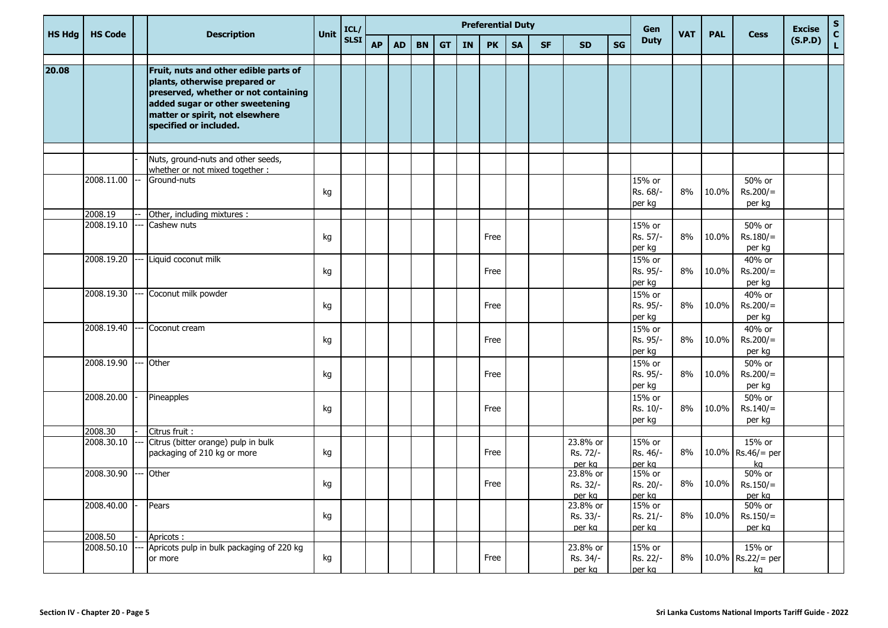| HS Hdg | HS Code | | Description | Unit | ICL/ SLSI | Preferential Duty | | | | | | | | | | Gen Duty | VAT | PAL | Cess | Excise (S.P.D) | S C L |
|---|---|---|---|---|---|---|---|---|---|---|---|---|---|---|---|---|---|---|---|---|---|
| | | | | | | AP | AD | BN | GT | IN | PK | SA | SF | SD | SG | | | | | | |
| 20.08 | | | **Fruit, nuts and other edible parts of plants, otherwise prepared or preserved, whether or not containing added sugar or other sweetening matter or spirit, not elsewhere specified or included.** | | | | | | | | | | | | | | | | | | |
| | | - | Nuts, ground-nuts and other seeds, whether or not mixed together : | | | | | | | | | | | | | | | | | | |
| | 2008.11.00 | -- | Ground-nuts | kg | | | | | | | | | | | | 15% or Rs. 68/- per kg | 8% | 10.0% | 50% or Rs.200/= per kg | | |
| | 2008.19 | -- | Other, including mixtures : | | | | | | | | | | | | | | | | | | |
| | 2008.19.10 | --- | Cashew nuts | kg | | | | | | | Free | | | | | 15% or Rs. 57/- per kg | 8% | 10.0% | 50% or Rs.180/= per kg | | |
| | 2008.19.20 | --- | Liquid coconut milk | kg | | | | | | | Free | | | | | 15% or Rs. 95/- per kg | 8% | 10.0% | 40% or Rs.200/= per kg | | |
| | 2008.19.30 | --- | Coconut milk powder | kg | | | | | | | Free | | | | | 15% or Rs. 95/- per kg | 8% | 10.0% | 40% or Rs.200/= per kg | | |
| | 2008.19.40 | --- | Coconut cream | kg | | | | | | | Free | | | | | 15% or Rs. 95/- per kg | 8% | 10.0% | 40% or Rs.200/= per kg | | |
| | 2008.19.90 | --- | Other | kg | | | | | | | Free | | | | | 15% or Rs. 95/- per kg | 8% | 10.0% | 50% or Rs.200/= per kg | | |
| | 2008.20.00 | - | Pineapples | kg | | | | | | | Free | | | | | 15% or Rs. 10/- per kg | 8% | 10.0% | 50% or Rs.140/= per kg | | |
| | 2008.30 | - | Citrus fruit : | | | | | | | | | | | | | | | | | | |
| | 2008.30.10 | --- | Citrus (bitter orange) pulp in bulk packaging of 210 kg or more | kg | | | | | | | Free | | | 23.8% or Rs. 72/- per kg | | 15% or Rs. 46/- per kg | 8% | 10.0% | 15% or Rs.46/= per kg | | |
| | 2008.30.90 | --- | Other | kg | | | | | | | Free | | | 23.8% or Rs. 32/- per kg | | 15% or Rs. 20/- per kg | 8% | 10.0% | 50% or Rs.150/= per kg | | |
| | 2008.40.00 | - | Pears | kg | | | | | | | | | | 23.8% or Rs. 33/- per kg | | 15% or Rs. 21/- per kg | 8% | 10.0% | 50% or Rs.150/= per kg | | |
| | 2008.50 | - | Apricots : | | | | | | | | | | | | | | | | | | |
| | 2008.50.10 | --- | Apricots pulp in bulk packaging of 220 kg or more | kg | | | | | | | Free | | | 23.8% or Rs. 34/- per kg | | 15% or Rs. 22/- per kg | 8% | 10.0% | 15% or Rs.22/= per kg | | |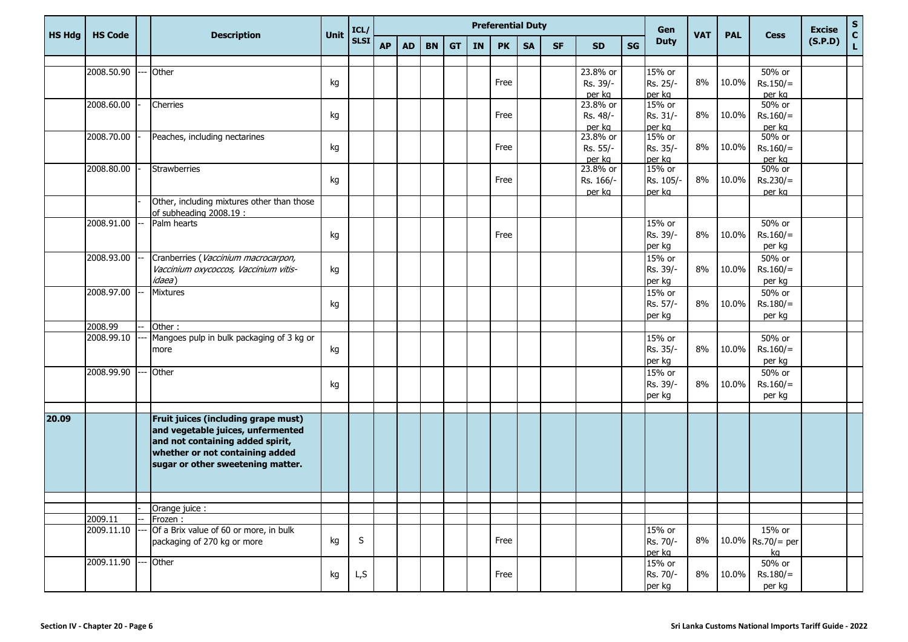| HS Hdg | HS Code | | Description | Unit | ICL/ SLSI | Preferential Duty | | | | | | | | | | Gen Duty | VAT | PAL | Cess | Excise (S.P.D) | S C L |
|---|---|---|---|---|---|---|---|---|---|---|---|---|---|---|---|---|---|---|---|---|---|
| | | | | | | AP | AD | BN | GT | IN | PK | SA | SF | SD | SG | | | | | | |
| | 2008.50.90 | --- | Other | kg | | | | | | | Free | | | 23.8% or Rs. 39/- per kg | | 15% or Rs. 25/- per kg | 8% | 10.0% | 50% or Rs.150/= per kg | | |
| | 2008.60.00 | - | Cherries | kg | | | | | | | Free | | | 23.8% or Rs. 48/- per kg | | 15% or Rs. 31/- per kg | 8% | 10.0% | 50% or Rs.160/= per kg | | |
| | 2008.70.00 | - | Peaches, including nectarines | kg | | | | | | | Free | | | 23.8% or Rs. 55/- per kg | | 15% or Rs. 35/- per kg | 8% | 10.0% | 50% or Rs.160/= per kg | | |
| | 2008.80.00 | - | Strawberries | kg | | | | | | | Free | | | 23.8% or Rs. 166/- per kg | | 15% or Rs. 105/- per kg | 8% | 10.0% | 50% or Rs.230/= per kg | | |
| | | - | Other, including mixtures other than those of subheading 2008.19 : | | | | | | | | | | | | | | | | | | |
| | 2008.91.00 | -- | Palm hearts | kg | | | | | | | Free | | | | | 15% or Rs. 39/- per kg | 8% | 10.0% | 50% or Rs.160/= per kg | | |
| | 2008.93.00 | -- | Cranberries (*Vaccinium macrocarpon, Vaccinium oxycoccos, Vaccinium vitis-idaea*) | kg | | | | | | | | | | | | 15% or Rs. 39/- per kg | 8% | 10.0% | 50% or Rs.160/= per kg | | |
| | 2008.97.00 | -- | Mixtures | kg | | | | | | | | | | | | 15% or Rs. 57/- per kg | 8% | 10.0% | 50% or Rs.180/= per kg | | |
| | 2008.99 | -- | Other : | | | | | | | | | | | | | | | | | | |
| | 2008.99.10 | --- | Mangoes pulp in bulk packaging of 3 kg or more | kg | | | | | | | | | | | | 15% or Rs. 35/- per kg | 8% | 10.0% | 50% or Rs.160/= per kg | | |
| | 2008.99.90 | --- | Other | kg | | | | | | | | | | | | 15% or Rs. 39/- per kg | 8% | 10.0% | 50% or Rs.160/= per kg | | |
| **20.09** | | | **Fruit juices (including grape must) and vegetable juices, unfermented and not containing added spirit, whether or not containing added sugar or other sweetening matter.** | | | | | | | | | | | | | | | | | | |
| | | - | Orange juice : | | | | | | | | | | | | | | | | | | |
| | 2009.11 | -- | Frozen : | | | | | | | | | | | | | | | | | | |
| | 2009.11.10 | --- | Of a Brix value of 60 or more, in bulk packaging of 270 kg or more | kg | S | | | | | | Free | | | | | 15% or Rs. 70/- per kg | 8% | 10.0% | 15% or Rs.70/= per kg | | |
| | 2009.11.90 | --- | Other | kg | L,S | | | | | | Free | | | | | 15% or Rs. 70/- per kg | 8% | 10.0% | 50% or Rs.180/= per kg | | |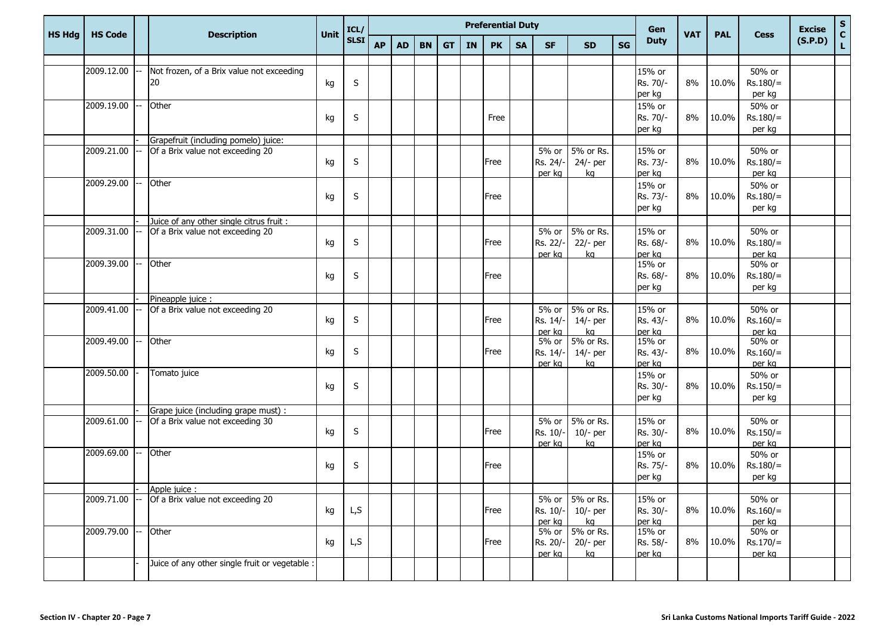| HS Hdg | HS Code | | Description | Unit | ICL/ SLSI | Preferential Duty | | | | | | | | | | Gen Duty | VAT | PAL | Cess | Excise (S.P.D) | S C L |
|---|---|---|---|---|---|---|---|---|---|---|---|---|---|---|---|---|---|---|---|---|---|
| | | | | | | AP | AD | BN | GT | IN | PK | SA | SF | SD | SG | | | | | | |
| | | | | | | | | | | | | | | | | | | | | | |
| | 2009.12.00 | -- | Not frozen, of a Brix value not exceeding 20 | kg | S | | | | | | | | | | | 15% or Rs. 70/- per kg | 8% | 10.0% | 50% or Rs.180/= per kg | | |
| | 2009.19.00 | -- | Other | kg | S | | | | | | Free | | | | | 15% or Rs. 70/- per kg | 8% | 10.0% | 50% or Rs.180/= per kg | | |
| | | - | Grapefruit (including pomelo) juice: | | | | | | | | | | | | | | | | | | |
| | 2009.21.00 | -- | Of a Brix value not exceeding 20 | kg | S | | | | | | Free | | 5% or Rs. 24/- per kg | 5% or Rs. 24/- per kg | | 15% or Rs. 73/- per kg | 8% | 10.0% | 50% or Rs.180/= per kg | | |
| | 2009.29.00 | -- | Other | kg | S | | | | | | Free | | | | | 15% or Rs. 73/- per kg | 8% | 10.0% | 50% or Rs.180/= per kg | | |
| | | - | Juice of any other single citrus fruit : | | | | | | | | | | | | | | | | | | |
| | 2009.31.00 | -- | Of a Brix value not exceeding 20 | kg | S | | | | | | Free | | 5% or Rs. 22/- per kg | 5% or Rs. 22/- per kg | | 15% or Rs. 68/- per kg | 8% | 10.0% | 50% or Rs.180/= per kg | | |
| | 2009.39.00 | -- | Other | kg | S | | | | | | Free | | | | | 15% or Rs. 68/- per kg | 8% | 10.0% | 50% or Rs.180/= per kg | | |
| | | - | Pineapple juice : | | | | | | | | | | | | | | | | | | |
| | 2009.41.00 | -- | Of a Brix value not exceeding 20 | kg | S | | | | | | Free | | 5% or Rs. 14/- per kg | 5% or Rs. 14/- per kg | | 15% or Rs. 43/- per kg | 8% | 10.0% | 50% or Rs.160/= per kg | | |
| | 2009.49.00 | -- | Other | kg | S | | | | | | Free | | 5% or Rs. 14/- per kg | 5% or Rs. 14/- per kg | | 15% or Rs. 43/- per kg | 8% | 10.0% | 50% or Rs.160/= per kg | | |
| | 2009.50.00 | - | Tomato juice | kg | S | | | | | | | | | | | 15% or Rs. 30/- per kg | 8% | 10.0% | 50% or Rs.150/= per kg | | |
| | | - | Grape juice (including grape must) : | | | | | | | | | | | | | | | | | | |
| | 2009.61.00 | -- | Of a Brix value not exceeding 30 | kg | S | | | | | | Free | | 5% or Rs. 10/- per kg | 5% or Rs. 10/- per kg | | 15% or Rs. 30/- per kg | 8% | 10.0% | 50% or Rs.150/= per kg | | |
| | 2009.69.00 | -- | Other | kg | S | | | | | | Free | | | | | 15% or Rs. 75/- per kg | 8% | 10.0% | 50% or Rs.180/= per kg | | |
| | | - | Apple juice : | | | | | | | | | | | | | | | | | | |
| | 2009.71.00 | -- | Of a Brix value not exceeding 20 | kg | L,S | | | | | | Free | | 5% or Rs. 10/- per kg | 5% or Rs. 10/- per kg | | 15% or Rs. 30/- per kg | 8% | 10.0% | 50% or Rs.160/= per kg | | |
| | 2009.79.00 | -- | Other | kg | L,S | | | | | | Free | | 5% or Rs. 20/- per kg | 5% or Rs. 20/- per kg | | 15% or Rs. 58/- per kg | 8% | 10.0% | 50% or Rs.170/= per kg | | |
| | | - | Juice of any other single fruit or vegetable : | | | | | | | | | | | | | | | | | | |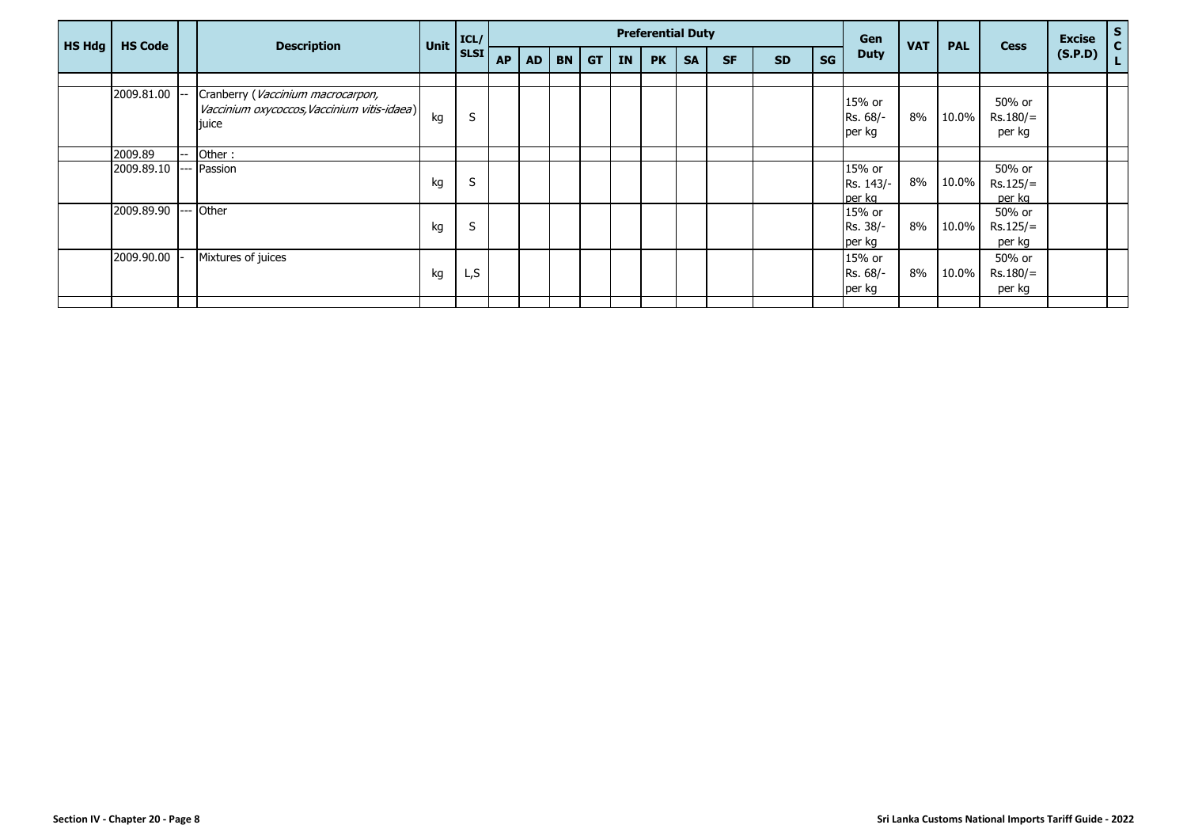| HS Hdg | HS Code | | Description | Unit | ICL/ SLSI | Preferential Duty | | | | | | | | | | Gen Duty | VAT | PAL | Cess | Excise (S.P.D) | S C L |
|---|---|---|---|---|---|---|---|---|---|---|---|---|---|---|---|---|---|---|---|---|---|
| | | | | | | AP | AD | BN | GT | IN | PK | SA | SF | SD | SG | | | | | | |
| | | | | | | | | | | | | | | | | | | | | | |
| | 2009.81.00 | -- | Cranberry (*Vaccinium macrocarpon, Vaccinium oxycoccos,Vaccinium vitis-idaea*) juice | kg | S | | | | | | | | | | | 15% or Rs. 68/- per kg | 8% | 10.0% | 50% or Rs.180/= per kg | | |
| | 2009.89 | -- | Other : | | | | | | | | | | | | | | | | | | |
| | 2009.89.10 | --- | Passion | kg | S | | | | | | | | | | | 15% or Rs. 143/- per kg | 8% | 10.0% | 50% or Rs.125/= per kg | | |
| | 2009.89.90 | --- | Other | kg | S | | | | | | | | | | | 15% or Rs. 38/- per kg | 8% | 10.0% | 50% or Rs.125/= per kg | | |
| | 2009.90.00 | - | Mixtures of juices | kg | L,S | | | | | | | | | | | 15% or Rs. 68/- per kg | 8% | 10.0% | 50% or Rs.180/= per kg | | |
| | | | | | | | | | | | | | | | | | | | | | |